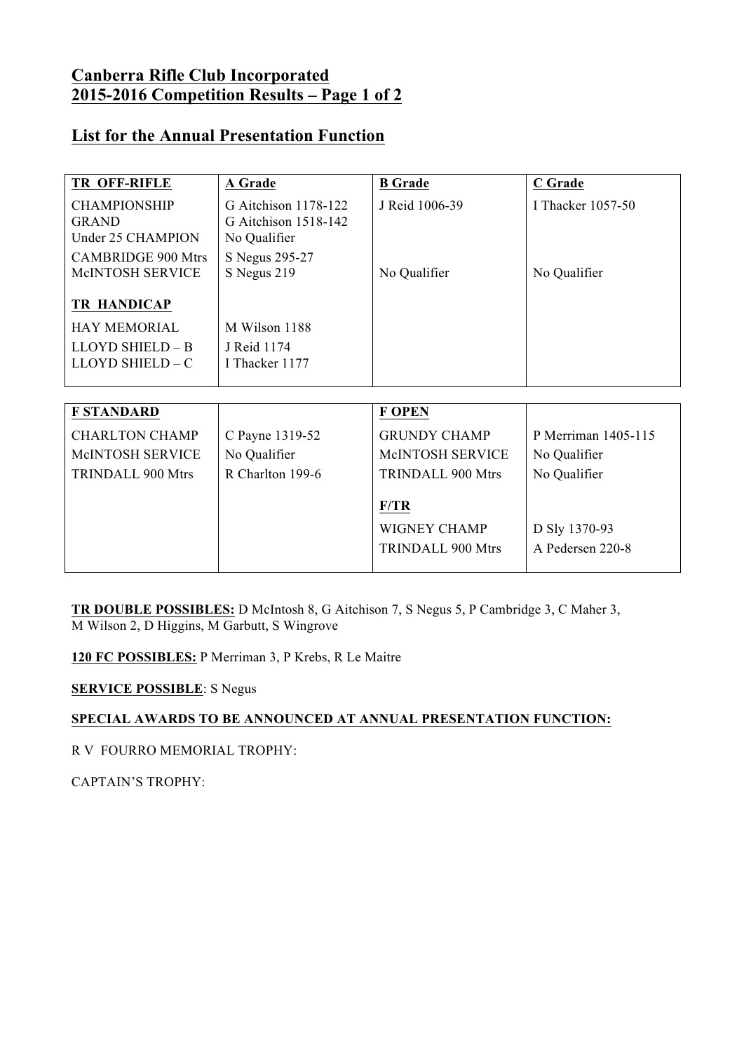# Canberra Rifle Club Incorporated
# 2015-2016 Competition Results – Page 1 of 2

## List for the Annual Presentation Function

| **TR OFF-RIFLE** | **A Grade** | **B Grade** | **C Grade** |
|---|---|---|---|
| CHAMPIONSHIP | G Aitchison 1178-122 | J Reid 1006-39 | I Thacker 1057-50 |
| GRAND | G Aitchison 1518-142 | | |
| Under 25 CHAMPION | No Qualifier | | |
| CAMBRIDGE 900 Mtrs | S Negus 295-27 | | |
| McINTOSH SERVICE | S Negus 219 | No Qualifier | No Qualifier |
| **TR HANDICAP** | | | |
| HAY MEMORIAL | M Wilson 1188 | | |
| LLOYD SHIELD – B | J Reid 1174 | | |
| LLOYD SHIELD – C | I Thacker 1177 | | |

| **F STANDARD** | | **F OPEN** | |
|---|---|---|---|
| CHARLTON CHAMP | C Payne 1319-52 | GRUNDY CHAMP | P Merriman 1405-115 |
| McINTOSH SERVICE | No Qualifier | McINTOSH SERVICE | No Qualifier |
| TRINDALL 900 Mtrs | R Charlton 199-6 | TRINDALL 900 Mtrs | No Qualifier |
| | | **F/TR** | |
| | | WIGNEY CHAMP | D Sly 1370-93 |
| | | TRINDALL 900 Mtrs | A Pedersen 220-8 |

**TR DOUBLE POSSIBLES:** D McIntosh 8, G Aitchison 7, S Negus 5, P Cambridge 3, C Maher 3, M Wilson 2, D Higgins, M Garbutt, S Wingrove

**120 FC POSSIBLES:** P Merriman 3, P Krebs, R Le Maitre

**SERVICE POSSIBLE**: S Negus

**SPECIAL AWARDS TO BE ANNOUNCED AT ANNUAL PRESENTATION FUNCTION:**

R V FOURRO MEMORIAL TROPHY:

CAPTAIN'S TROPHY: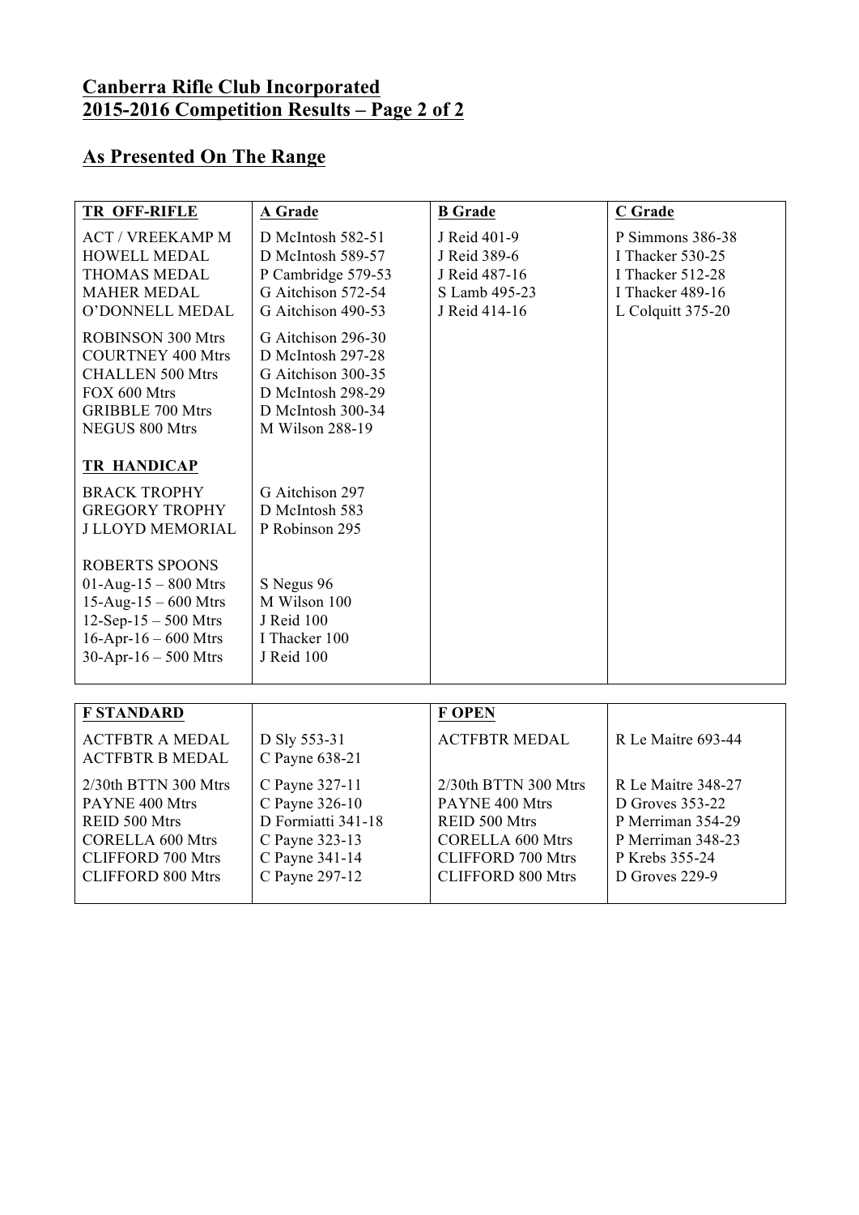## Canberra Rifle Club Incorporated
## 2015-2016 Competition Results – Page 2 of 2

## As Presented On The Range

| TR OFF-RIFLE | A Grade | B Grade | C Grade |
|---|---|---|---|
| ACT / VREEKAMP M | D McIntosh 582-51 | J Reid 401-9 | P Simmons 386-38 |
| HOWELL MEDAL | D McIntosh 589-57 | J Reid 389-6 | I Thacker 530-25 |
| THOMAS MEDAL | P Cambridge 579-53 | J Reid 487-16 | I Thacker 512-28 |
| MAHER MEDAL | G Aitchison 572-54 | S Lamb 495-23 | I Thacker 489-16 |
| O'DONNELL MEDAL | G Aitchison 490-53 | J Reid 414-16 | L Colquitt 375-20 |
| ROBINSON 300 Mtrs | G Aitchison 296-30 | | |
| COURTNEY 400 Mtrs | D McIntosh 297-28 | | |
| CHALLEN 500 Mtrs | G Aitchison 300-35 | | |
| FOX 600 Mtrs | D McIntosh 298-29 | | |
| GRIBBLE 700 Mtrs | D McIntosh 300-34 | | |
| NEGUS 800 Mtrs | M Wilson 288-19 | | |
| **TR HANDICAP** | | | |
| BRACK TROPHY | G Aitchison 297 | | |
| GREGORY TROPHY | D McIntosh 583 | | |
| J LLOYD MEMORIAL | P Robinson 295 | | |
| ROBERTS SPOONS | | | |
| 01-Aug-15 – 800 Mtrs | S Negus 96 | | |
| 15-Aug-15 – 600 Mtrs | M Wilson 100 | | |
| 12-Sep-15 – 500 Mtrs | J Reid 100 | | |
| 16-Apr-16 – 600 Mtrs | I Thacker 100 | | |
| 30-Apr-16 – 500 Mtrs | J Reid 100 | | |

| F STANDARD | | F OPEN | |
|---|---|---|---|
| ACTFBTR A MEDAL | D Sly 553-31 | ACTFBTR MEDAL | R Le Maitre 693-44 |
| ACTFBTR B MEDAL | C Payne 638-21 | | |
| 2/30th BTTN 300 Mtrs | C Payne 327-11 | 2/30th BTTN 300 Mtrs | R Le Maitre 348-27 |
| PAYNE 400 Mtrs | C Payne 326-10 | PAYNE 400 Mtrs | D Groves 353-22 |
| REID 500 Mtrs | D Formiatti 341-18 | REID 500 Mtrs | P Merriman 354-29 |
| CORELLA 600 Mtrs | C Payne 323-13 | CORELLA 600 Mtrs | P Merriman 348-23 |
| CLIFFORD 700 Mtrs | C Payne 341-14 | CLIFFORD 700 Mtrs | P Krebs 355-24 |
| CLIFFORD 800 Mtrs | C Payne 297-12 | CLIFFORD 800 Mtrs | D Groves 229-9 |